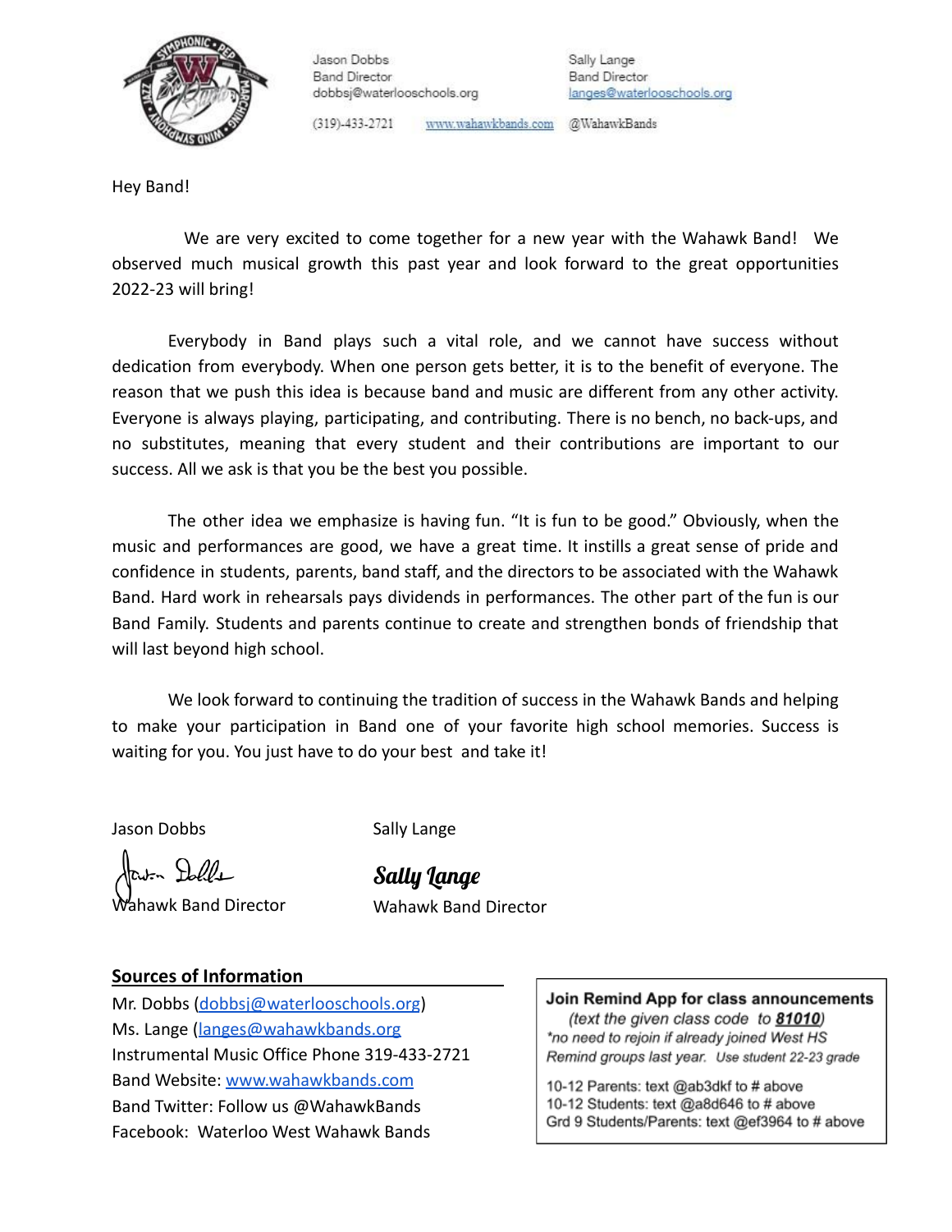Jason Dobbs
Band Director
dobbsj@waterlooschools.org

Sally Lange
Band Director
langes@waterlooschools.org

(319)-433-2721 www.wahawkbands.com @WahawkBands

Hey Band!

We are very excited to come together for a new year with the Wahawk Band! We observed much musical growth this past year and look forward to the great opportunities 2022-23 will bring!

Everybody in Band plays such a vital role, and we cannot have success without dedication from everybody. When one person gets better, it is to the benefit of everyone. The reason that we push this idea is because band and music are different from any other activity. Everyone is always playing, participating, and contributing. There is no bench, no back-ups, and no substitutes, meaning that every student and their contributions are important to our success. All we ask is that you be the best you possible.

The other idea we emphasize is having fun. "It is fun to be good." Obviously, when the music and performances are good, we have a great time. It instills a great sense of pride and confidence in students, parents, band staff, and the directors to be associated with the Wahawk Band. Hard work in rehearsals pays dividends in performances. The other part of the fun is our Band Family. Students and parents continue to create and strengthen bonds of friendship that will last beyond high school.

We look forward to continuing the tradition of success in the Wahawk Bands and helping to make your participation in Band one of your favorite high school memories. Success is waiting for you. You just have to do your best and take it!

Jason Dobbs
Wahawk Band Director

Sally Lange
Sally Lange
Wahawk Band Director

## Sources of Information

Mr. Dobbs (dobbsj@waterlooschools.org)
Ms. Lange (langes@wahawkbands.org
Instrumental Music Office Phone 319-433-2721
Band Website: www.wahawkbands.com
Band Twitter: Follow us @WahawkBands
Facebook: Waterloo West Wahawk Bands

**Join Remind App for class announcements**
*(text the given class code to **81010**)*
*\*no need to rejoin if already joined West HS Remind groups last year. Use student 22-23 grade*

10-12 Parents: text @ab3dkf to # above
10-12 Students: text @a8d646 to # above
Grd 9 Students/Parents: text @ef3964 to # above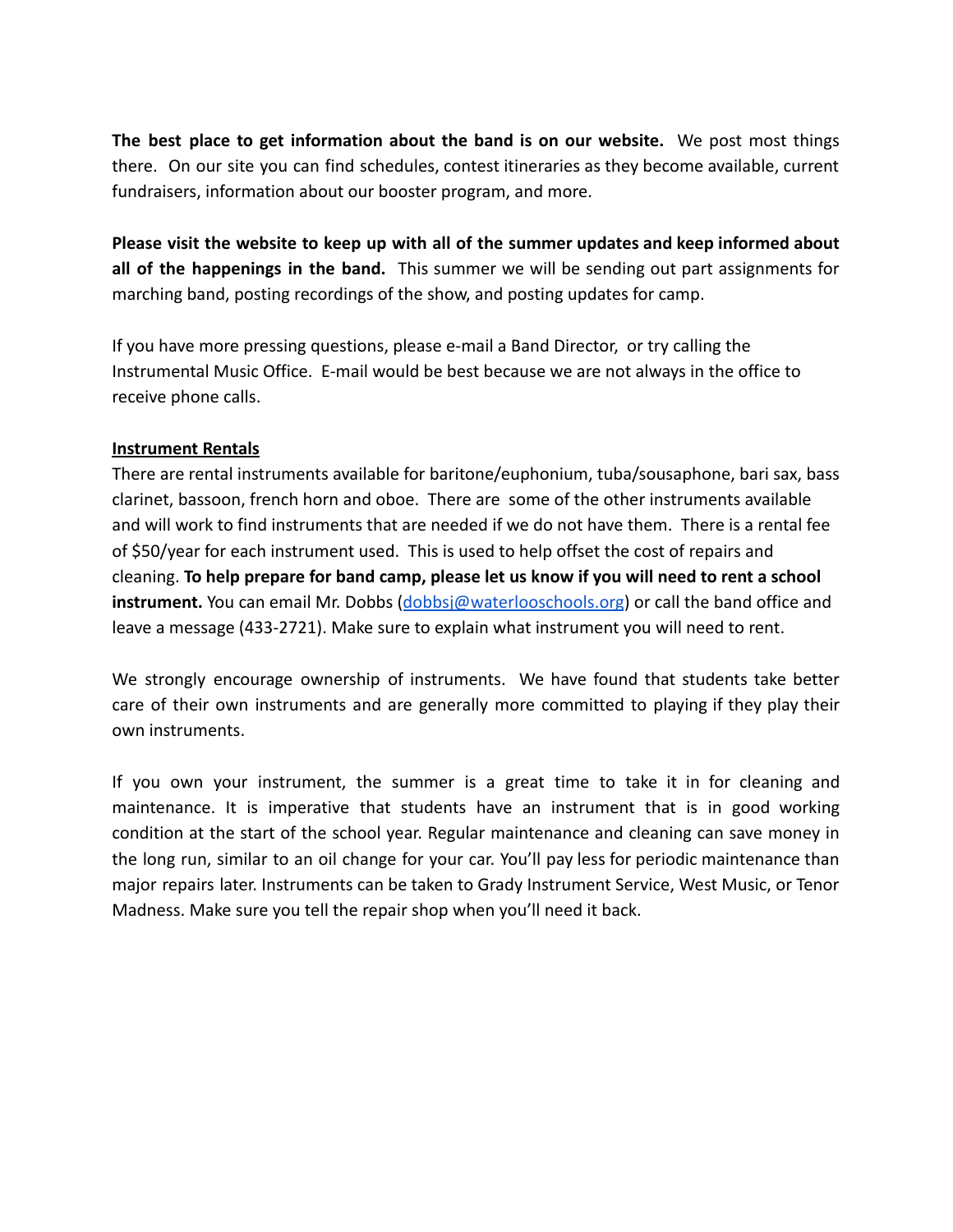**The best place to get information about the band is on our website.** We post most things there. On our site you can find schedules, contest itineraries as they become available, current fundraisers, information about our booster program, and more.

**Please visit the website to keep up with all of the summer updates and keep informed about all of the happenings in the band.** This summer we will be sending out part assignments for marching band, posting recordings of the show, and posting updates for camp.

If you have more pressing questions, please e-mail a Band Director, or try calling the Instrumental Music Office. E-mail would be best because we are not always in the office to receive phone calls.

**Instrument Rentals**

There are rental instruments available for baritone/euphonium, tuba/sousaphone, bari sax, bass clarinet, bassoon, french horn and oboe. There are some of the other instruments available and will work to find instruments that are needed if we do not have them. There is a rental fee of $50/year for each instrument used. This is used to help offset the cost of repairs and cleaning. **To help prepare for band camp, please let us know if you will need to rent a school instrument.** You can email Mr. Dobbs (dobbsj@waterlooschools.org) or call the band office and leave a message (433-2721). Make sure to explain what instrument you will need to rent.

We strongly encourage ownership of instruments. We have found that students take better care of their own instruments and are generally more committed to playing if they play their own instruments.

If you own your instrument, the summer is a great time to take it in for cleaning and maintenance. It is imperative that students have an instrument that is in good working condition at the start of the school year. Regular maintenance and cleaning can save money in the long run, similar to an oil change for your car. You'll pay less for periodic maintenance than major repairs later. Instruments can be taken to Grady Instrument Service, West Music, or Tenor Madness. Make sure you tell the repair shop when you'll need it back.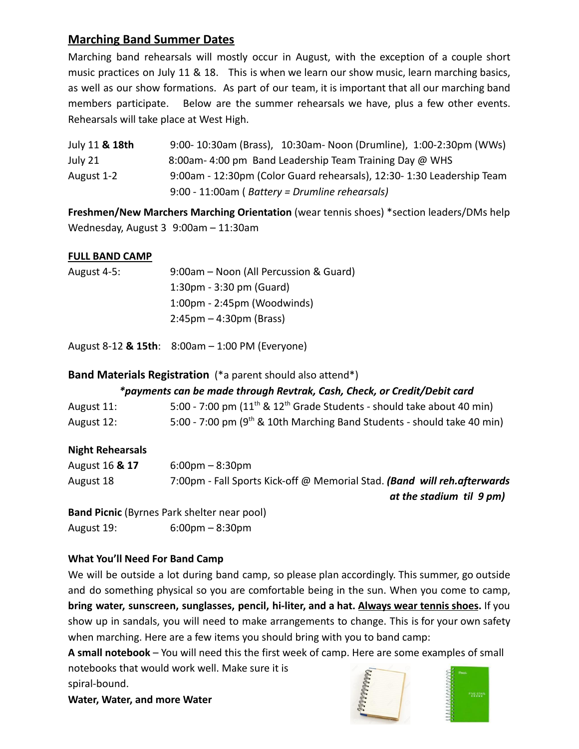## Marching Band Summer Dates

Marching band rehearsals will mostly occur in August, with the exception of a couple short music practices on July 11 & 18. This is when we learn our show music, learn marching basics, as well as our show formations. As part of our team, it is important that all our marching band members participate. Below are the summer rehearsals we have, plus a few other events. Rehearsals will take place at West High.

| | |
|---|---|
| July 11 **& 18th** | 9:00- 10:30am (Brass), 10:30am- Noon (Drumline), 1:00-2:30pm (WWs) |
| July 21 | 8:00am- 4:00 pm Band Leadership Team Training Day @ WHS |
| August 1-2 | 9:00am - 12:30pm (Color Guard rehearsals), 12:30- 1:30 Leadership Team |
| | 9:00 - 11:00am ( *Battery = Drumline rehearsals)* |

**Freshmen/New Marchers Marching Orientation** (wear tennis shoes) *section leaders/DMs help
Wednesday, August 3 9:00am – 11:30am

**FULL BAND CAMP**

| | |
|---|---|
| August 4-5: | 9:00am – Noon (All Percussion & Guard) |
| | 1:30pm - 3:30 pm (Guard) |
| | 1:00pm - 2:45pm (Woodwinds) |
| | 2:45pm – 4:30pm (Brass) |

August 8-12 **& 15th**: 8:00am – 1:00 PM (Everyone)

**Band Materials Registration** (*a parent should also attend*)

***payments can be made through Revtrak, Cash, Check, or Credit/Debit card***

| | |
|---|---|
| August 11: | 5:00 - 7:00 pm (11th & 12th Grade Students - should take about 40 min) |
| August 12: | 5:00 - 7:00 pm (9th & 10th Marching Band Students - should take 40 min) |

**Night Rehearsals**

| | |
|---|---|
| August 16 **& 17** | 6:00pm – 8:30pm |
| August 18 | 7:00pm - Fall Sports Kick-off @ Memorial Stad. ***(Band will reh.afterwards at the stadium til 9 pm)*** |

**Band Picnic** (Byrnes Park shelter near pool)
August 19: 6:00pm – 8:30pm

**What You'll Need For Band Camp**

We will be outside a lot during band camp, so please plan accordingly. This summer, go outside and do something physical so you are comfortable being in the sun. When you come to camp, **bring water, sunscreen, sunglasses, pencil, hi-liter, and a hat. <u>Always wear tennis shoes</u>.** If you show up in sandals, you will need to make arrangements to change. This is for your own safety when marching. Here are a few items you should bring with you to band camp:

**A small notebook** – You will need this the first week of camp. Here are some examples of small notebooks that would work well. Make sure it is spiral-bound.

**Water, Water, and more Water**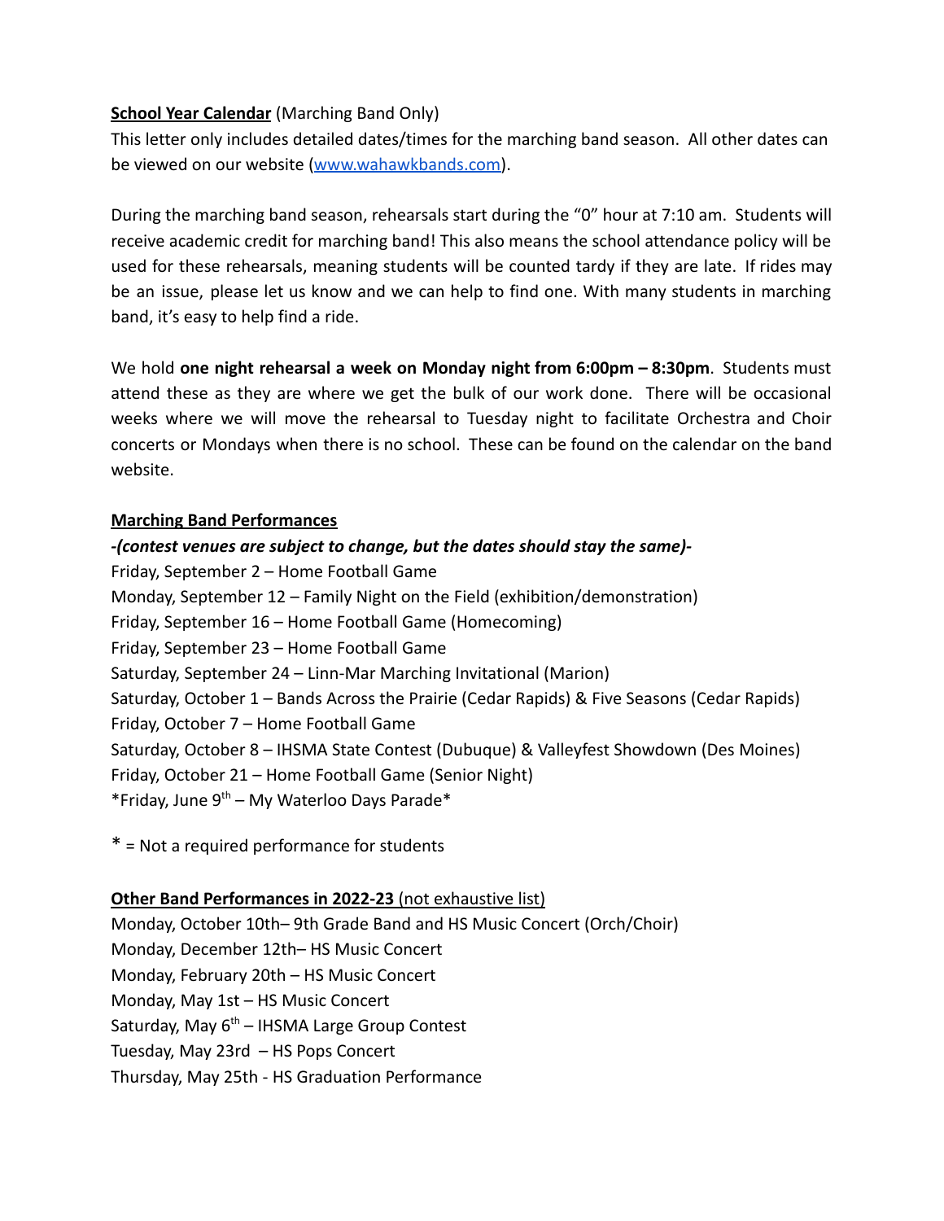**School Year Calendar** (Marching Band Only)
This letter only includes detailed dates/times for the marching band season. All other dates can be viewed on our website (www.wahawkbands.com).

During the marching band season, rehearsals start during the "0" hour at 7:10 am. Students will receive academic credit for marching band! This also means the school attendance policy will be used for these rehearsals, meaning students will be counted tardy if they are late. If rides may be an issue, please let us know and we can help to find one. With many students in marching band, it's easy to help find a ride.

We hold **one night rehearsal a week on Monday night from 6:00pm – 8:30pm**. Students must attend these as they are where we get the bulk of our work done. There will be occasional weeks where we will move the rehearsal to Tuesday night to facilitate Orchestra and Choir concerts or Mondays when there is no school. These can be found on the calendar on the band website.

**Marching Band Performances**

***-(contest venues are subject to change, but the dates should stay the same)-***
Friday, September 2 – Home Football Game
Monday, September 12 – Family Night on the Field (exhibition/demonstration)
Friday, September 16 – Home Football Game (Homecoming)
Friday, September 23 – Home Football Game
Saturday, September 24 – Linn-Mar Marching Invitational (Marion)
Saturday, October 1 – Bands Across the Prairie (Cedar Rapids) & Five Seasons (Cedar Rapids)
Friday, October 7 – Home Football Game
Saturday, October 8 – IHSMA State Contest (Dubuque) & Valleyfest Showdown (Des Moines)
Friday, October 21 – Home Football Game (Senior Night)
*Friday, June 9th – My Waterloo Days Parade*

* = Not a required performance for students

**Other Band Performances in 2022-23** (not exhaustive list)
Monday, October 10th– 9th Grade Band and HS Music Concert (Orch/Choir)
Monday, December 12th– HS Music Concert
Monday, February 20th – HS Music Concert
Monday, May 1st – HS Music Concert
Saturday, May 6th – IHSMA Large Group Contest
Tuesday, May 23rd – HS Pops Concert
Thursday, May 25th - HS Graduation Performance